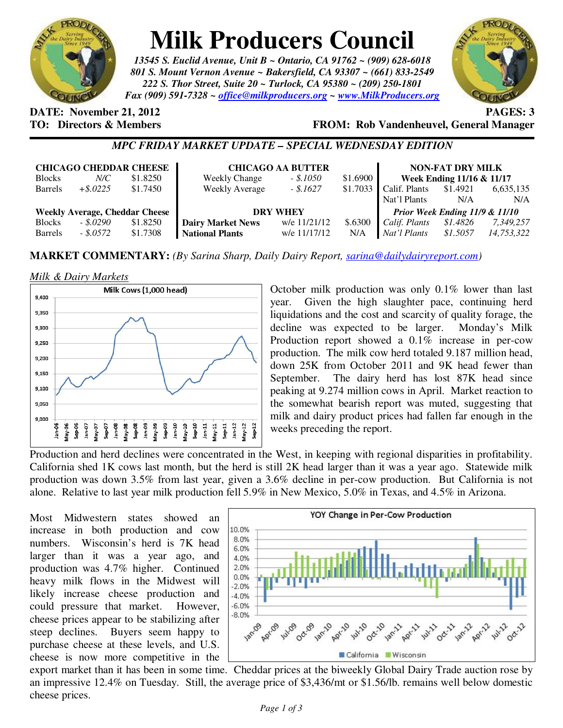# Milk Producers Council

*13545 S. Euclid Avenue, Unit B ~ Ontario, CA 91762 ~ (909) 628-6018*
*801 S. Mount Vernon Avenue ~ Bakersfield, CA 93307 ~ (661) 833-2549*
*222 S. Thor Street, Suite 20 ~ Turlock, CA 95380 ~ (209) 250-1801*
*Fax (909) 591-7328 ~ office@milkproducers.org ~ www.MilkProducers.org*

**DATE: November 21, 2012** **PAGES: 3**
**TO: Directors & Members** **FROM: Rob Vandenheuvel, General Manager**

## *MPC FRIDAY MARKET UPDATE – SPECIAL WEDNESDAY EDITION*

| **CHICAGO CHEDDAR CHEESE** | | |
|---|---|---|
| Blocks | *N/C* | $1.8250 |
| Barrels | *+$.0225* | $1.7450 |
| **Weekly Average, Cheddar Cheese** | | |
| Blocks | *- $.0290* | $1.8250 |
| Barrels | *- $.0572* | $1.7308 |

| **CHICAGO AA BUTTER** | | |
|---|---|---|
| Weekly Change | *- $.1050* | $1.6900 |
| Weekly Average | *- $.1627* | $1.7033 |
| **DRY WHEY** | | |
| **Dairy Market News** | w/e 11/21/12 | $.6300 |
| **National Plants** | w/e 11/17/12 | N/A |

| **NON-FAT DRY MILK** | | |
|---|---|---|
| **Week Ending 11/16 & 11/17** | | |
| Calif. Plants | $1.4921 | 6,635,135 |
| Nat'l Plants | N/A | N/A |
| ***Prior Week Ending 11/9 & 11/10*** | | |
| *Calif. Plants* | *$1.4826* | *7,349,257* |
| *Nat'l Plants* | *$1.5057* | *14,753,322* |

**MARKET COMMENTARY:** *(By Sarina Sharp, Daily Dairy Report, sarina@dailydairyreport.com)*

*Milk & Dairy Markets*

October milk production was only 0.1% lower than last year. Given the high slaughter pace, continuing herd liquidations and the cost and scarcity of quality forage, the decline was expected to be larger. Monday's Milk Production report showed a 0.1% increase in per-cow production. The milk cow herd totaled 9.187 million head, down 25K from October 2011 and 9K head fewer than September. The dairy herd has lost 87K head since peaking at 9.274 million cows in April. Market reaction to the somewhat bearish report was muted, suggesting that milk and dairy product prices had fallen far enough in the weeks preceding the report.

Production and herd declines were concentrated in the West, in keeping with regional disparities in profitability. California shed 1K cows last month, but the herd is still 2K head larger than it was a year ago. Statewide milk production was down 3.5% from last year, given a 3.6% decline in per-cow production. But California is not alone. Relative to last year milk production fell 5.9% in New Mexico, 5.0% in Texas, and 4.5% in Arizona.

Most Midwestern states showed an increase in both production and cow numbers. Wisconsin's herd is 7K head larger than it was a year ago, and production was 4.7% higher. Continued heavy milk flows in the Midwest will likely increase cheese production and could pressure that market. However, cheese prices appear to be stabilizing after steep declines. Buyers seem happy to purchase cheese at these levels, and U.S. cheese is now more competitive in the export market than it has been in some time. Cheddar prices at the biweekly Global Dairy Trade auction rose by an impressive 12.4% on Tuesday. Still, the average price of $3,436/mt or $1.56/lb. remains well below domestic cheese prices.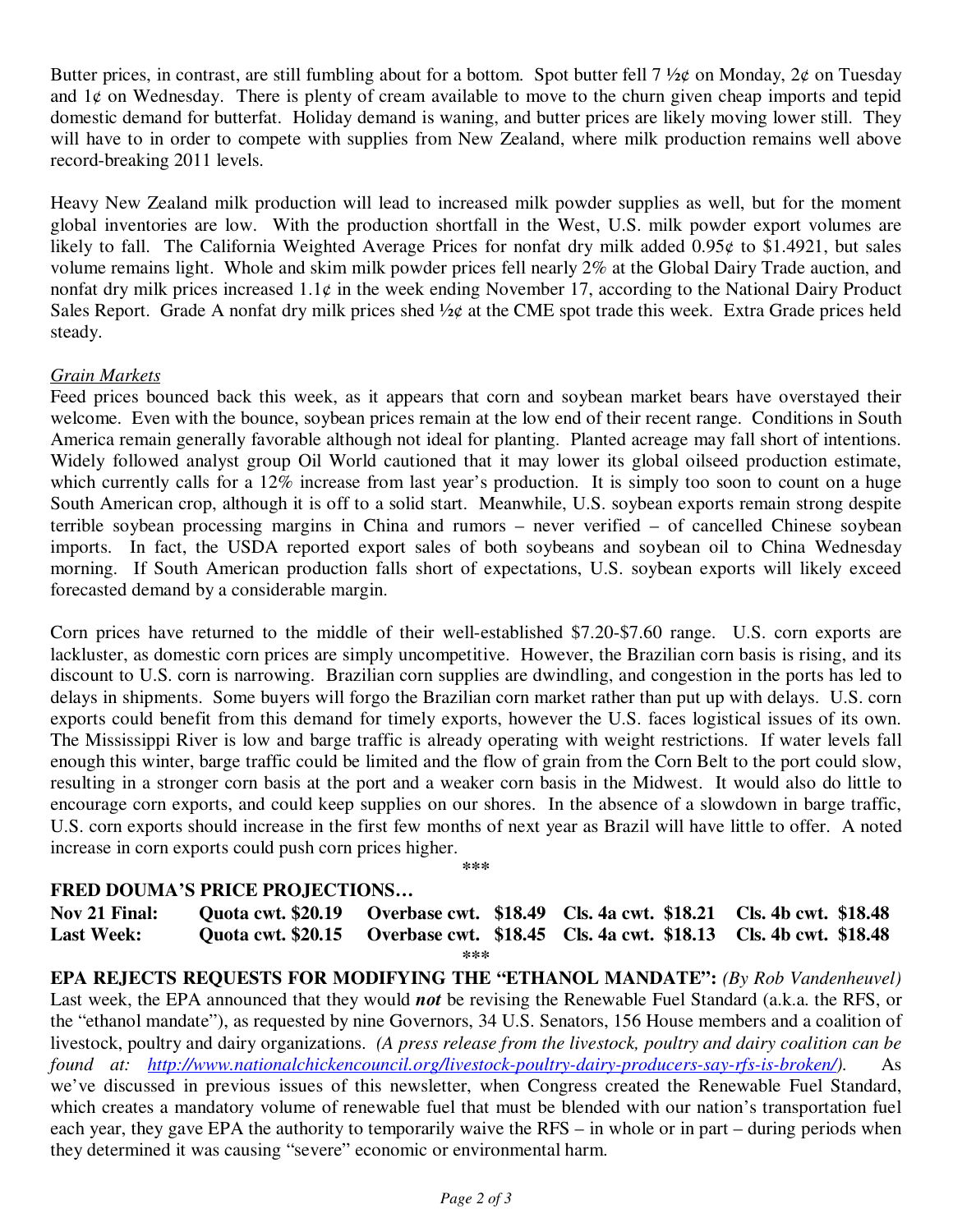Butter prices, in contrast, are still fumbling about for a bottom. Spot butter fell 7 ½¢ on Monday, 2¢ on Tuesday and 1¢ on Wednesday. There is plenty of cream available to move to the churn given cheap imports and tepid domestic demand for butterfat. Holiday demand is waning, and butter prices are likely moving lower still. They will have to in order to compete with supplies from New Zealand, where milk production remains well above record-breaking 2011 levels.

Heavy New Zealand milk production will lead to increased milk powder supplies as well, but for the moment global inventories are low. With the production shortfall in the West, U.S. milk powder export volumes are likely to fall. The California Weighted Average Prices for nonfat dry milk added 0.95¢ to $1.4921, but sales volume remains light. Whole and skim milk powder prices fell nearly 2% at the Global Dairy Trade auction, and nonfat dry milk prices increased 1.1¢ in the week ending November 17, according to the National Dairy Product Sales Report. Grade A nonfat dry milk prices shed ½¢ at the CME spot trade this week. Extra Grade prices held steady.

*Grain Markets*

Feed prices bounced back this week, as it appears that corn and soybean market bears have overstayed their welcome. Even with the bounce, soybean prices remain at the low end of their recent range. Conditions in South America remain generally favorable although not ideal for planting. Planted acreage may fall short of intentions. Widely followed analyst group Oil World cautioned that it may lower its global oilseed production estimate, which currently calls for a 12% increase from last year's production. It is simply too soon to count on a huge South American crop, although it is off to a solid start. Meanwhile, U.S. soybean exports remain strong despite terrible soybean processing margins in China and rumors – never verified – of cancelled Chinese soybean imports. In fact, the USDA reported export sales of both soybeans and soybean oil to China Wednesday morning. If South American production falls short of expectations, U.S. soybean exports will likely exceed forecasted demand by a considerable margin.

Corn prices have returned to the middle of their well-established $7.20-$7.60 range. U.S. corn exports are lackluster, as domestic corn prices are simply uncompetitive. However, the Brazilian corn basis is rising, and its discount to U.S. corn is narrowing. Brazilian corn supplies are dwindling, and congestion in the ports has led to delays in shipments. Some buyers will forgo the Brazilian corn market rather than put up with delays. U.S. corn exports could benefit from this demand for timely exports, however the U.S. faces logistical issues of its own. The Mississippi River is low and barge traffic is already operating with weight restrictions. If water levels fall enough this winter, barge traffic could be limited and the flow of grain from the Corn Belt to the port could slow, resulting in a stronger corn basis at the port and a weaker corn basis in the Midwest. It would also do little to encourage corn exports, and could keep supplies on our shores. In the absence of a slowdown in barge traffic, U.S. corn exports should increase in the first few months of next year as Brazil will have little to offer. A noted increase in corn exports could push corn prices higher.

***

**FRED DOUMA'S PRICE PROJECTIONS…**

| | | | | |
|---|---|---|---|---|
| **Nov 21 Final:** | **Quota cwt. $20.19** | **Overbase cwt. $18.49** | **Cls. 4a cwt. $18.21** | **Cls. 4b cwt. $18.48** |
| **Last Week:** | **Quota cwt. $20.15** | **Overbase cwt. $18.45** | **Cls. 4a cwt. $18.13** | **Cls. 4b cwt. $18.48** |

***

**EPA REJECTS REQUESTS FOR MODIFYING THE "ETHANOL MANDATE":** *(By Rob Vandenheuvel)* Last week, the EPA announced that they would ***not*** be revising the Renewable Fuel Standard (a.k.a. the RFS, or the "ethanol mandate"), as requested by nine Governors, 34 U.S. Senators, 156 House members and a coalition of livestock, poultry and dairy organizations. *(A press release from the livestock, poultry and dairy coalition can be found at: http://www.nationalchickencouncil.org/livestock-poultry-dairy-producers-say-rfs-is-broken/).* As we've discussed in previous issues of this newsletter, when Congress created the Renewable Fuel Standard, which creates a mandatory volume of renewable fuel that must be blended with our nation's transportation fuel each year, they gave EPA the authority to temporarily waive the RFS – in whole or in part – during periods when they determined it was causing "severe" economic or environmental harm.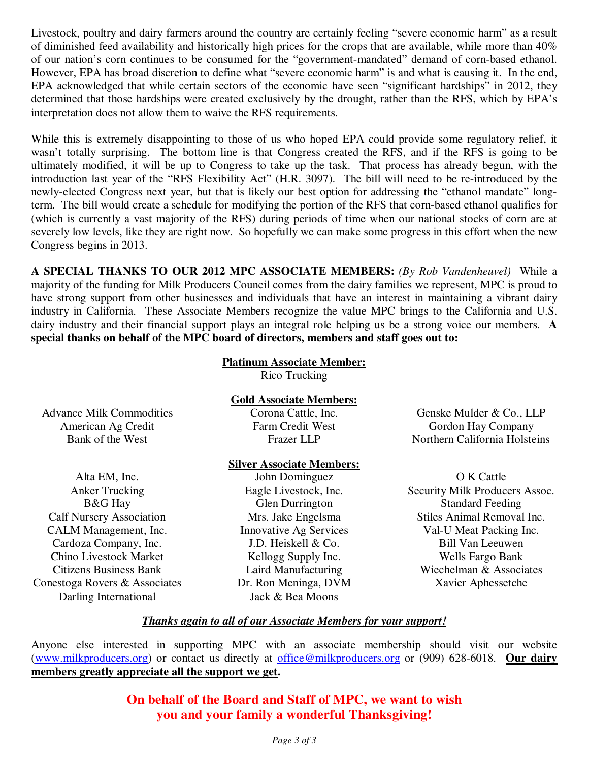Livestock, poultry and dairy farmers around the country are certainly feeling "severe economic harm" as a result of diminished feed availability and historically high prices for the crops that are available, while more than 40% of our nation's corn continues to be consumed for the "government-mandated" demand of corn-based ethanol. However, EPA has broad discretion to define what "severe economic harm" is and what is causing it. In the end, EPA acknowledged that while certain sectors of the economic have seen "significant hardships" in 2012, they determined that those hardships were created exclusively by the drought, rather than the RFS, which by EPA's interpretation does not allow them to waive the RFS requirements.

While this is extremely disappointing to those of us who hoped EPA could provide some regulatory relief, it wasn't totally surprising. The bottom line is that Congress created the RFS, and if the RFS is going to be ultimately modified, it will be up to Congress to take up the task. That process has already begun, with the introduction last year of the "RFS Flexibility Act" (H.R. 3097). The bill will need to be re-introduced by the newly-elected Congress next year, but that is likely our best option for addressing the "ethanol mandate" long-term. The bill would create a schedule for modifying the portion of the RFS that corn-based ethanol qualifies for (which is currently a vast majority of the RFS) during periods of time when our national stocks of corn are at severely low levels, like they are right now. So hopefully we can make some progress in this effort when the new Congress begins in 2013.

**A SPECIAL THANKS TO OUR 2012 MPC ASSOCIATE MEMBERS:** *(By Rob Vandenheuvel)* While a majority of the funding for Milk Producers Council comes from the dairy families we represent, MPC is proud to have strong support from other businesses and individuals that have an interest in maintaining a vibrant dairy industry in California. These Associate Members recognize the value MPC brings to the California and U.S. dairy industry and their financial support plays an integral role helping us be a strong voice our members. **A special thanks on behalf of the MPC board of directors, members and staff goes out to:**

**Platinum Associate Member:**

Rico Trucking

**Gold Associate Members:**

Advance Milk Commodities
American Ag Credit
Bank of the West
Corona Cattle, Inc.
Farm Credit West
Frazer LLP
Genske Mulder & Co., LLP
Gordon Hay Company
Northern California Holsteins

**Silver Associate Members:**

Alta EM, Inc.
Anker Trucking
B&G Hay
Calf Nursery Association
CALM Management, Inc.
Cardoza Company, Inc.
Chino Livestock Market
Citizens Business Bank
Conestoga Rovers & Associates
Darling International
John Dominguez
Eagle Livestock, Inc.
Glen Durrington
Mrs. Jake Engelsma
Innovative Ag Services
J.D. Heiskell & Co.
Kellogg Supply Inc.
Laird Manufacturing
Dr. Ron Meninga, DVM
Jack & Bea Moons
O K Cattle
Security Milk Producers Assoc.
Standard Feeding
Stiles Animal Removal Inc.
Val-U Meat Packing Inc.
Bill Van Leeuwen
Wells Fargo Bank
Wiechelman & Associates
Xavier Aphessetche

***Thanks again to all of our Associate Members for your support!***

Anyone else interested in supporting MPC with an associate membership should visit our website (www.milkproducers.org) or contact us directly at office@milkproducers.org or (909) 628-6018. **Our dairy members greatly appreciate all the support we get.**

**On behalf of the Board and Staff of MPC, we want to wish you and your family a wonderful Thanksgiving!**